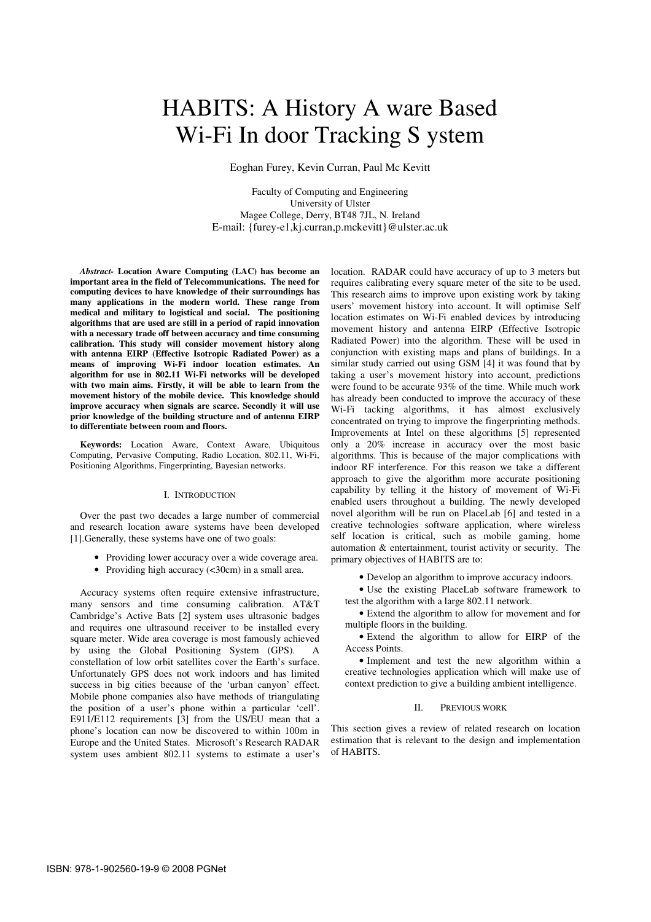# HABITS: A History A ware Based Wi-Fi In door Tracking S ystem

Eoghan Furey, Kevin Curran, Paul Mc Kevitt

Faculty of Computing and Engineering
University of Ulster
Magee College, Derry, BT48 7JL, N. Ireland
E-mail: {furey-e1,kj.curran,p.mckevitt}@ulster.ac.uk

***Abstract-*** **Location Aware Computing (LAC) has become an important area in the field of Telecommunications. The need for computing devices to have knowledge of their surroundings has many applications in the modern world. These range from medical and military to logistical and social. The positioning algorithms that are used are still in a period of rapid innovation with a necessary trade off between accuracy and time consuming calibration. This study will consider movement history along with antenna EIRP (Effective Isotropic Radiated Power) as a means of improving Wi-Fi indoor location estimates. An algorithm for use in 802.11 Wi-Fi networks will be developed with two main aims. Firstly, it will be able to learn from the movement history of the mobile device. This knowledge should improve accuracy when signals are scarce. Secondly it will use prior knowledge of the building structure and of antenna EIRP to differentiate between room and floors.**

**Keywords:** Location Aware, Context Aware, Ubiquitous Computing, Pervasive Computing, Radio Location, 802.11, Wi-Fi, Positioning Algorithms, Fingerprinting, Bayesian networks.

## I. INTRODUCTION

Over the past two decades a large number of commercial and research location aware systems have been developed [1].Generally, these systems have one of two goals:

- Providing lower accuracy over a wide coverage area.
- Providing high accuracy (<30cm) in a small area.

Accuracy systems often require extensive infrastructure, many sensors and time consuming calibration. AT&T Cambridge's Active Bats [2] system uses ultrasonic badges and requires one ultrasound receiver to be installed every square meter. Wide area coverage is most famously achieved by using the Global Positioning System (GPS). A constellation of low orbit satellites cover the Earth's surface. Unfortunately GPS does not work indoors and has limited success in big cities because of the 'urban canyon' effect. Mobile phone companies also have methods of triangulating the position of a user's phone within a particular 'cell'. E911/E112 requirements [3] from the US/EU mean that a phone's location can now be discovered to within 100m in Europe and the United States. Microsoft's Research RADAR system uses ambient 802.11 systems to estimate a user's location. RADAR could have accuracy of up to 3 meters but requires calibrating every square meter of the site to be used. This research aims to improve upon existing work by taking users' movement history into account. It will optimise Self location estimates on Wi-Fi enabled devices by introducing movement history and antenna EIRP (Effective Isotropic Radiated Power) into the algorithm. These will be used in conjunction with existing maps and plans of buildings. In a similar study carried out using GSM [4] it was found that by taking a user's movement history into account, predictions were found to be accurate 93% of the time. While much work has already been conducted to improve the accuracy of these Wi-Fi tacking algorithms, it has almost exclusively concentrated on trying to improve the fingerprinting methods. Improvements at Intel on these algorithms [5] represented only a 20% increase in accuracy over the most basic algorithms. This is because of the major complications with indoor RF interference. For this reason we take a different approach to give the algorithm more accurate positioning capability by telling it the history of movement of Wi-Fi enabled users throughout a building. The newly developed novel algorithm will be run on PlaceLab [6] and tested in a creative technologies software application, where wireless self location is critical, such as mobile gaming, home automation & entertainment, tourist activity or security. The primary objectives of HABITS are to:

- Develop an algorithm to improve accuracy indoors.
- Use the existing PlaceLab software framework to test the algorithm with a large 802.11 network.
- Extend the algorithm to allow for movement and for multiple floors in the building.
- Extend the algorithm to allow for EIRP of the Access Points.
- Implement and test the new algorithm within a creative technologies application which will make use of context prediction to give a building ambient intelligence.

## II. PREVIOUS WORK

This section gives a review of related research on location estimation that is relevant to the design and implementation of HABITS.

ISBN: 978-1-902560-19-9 © 2008 PGNet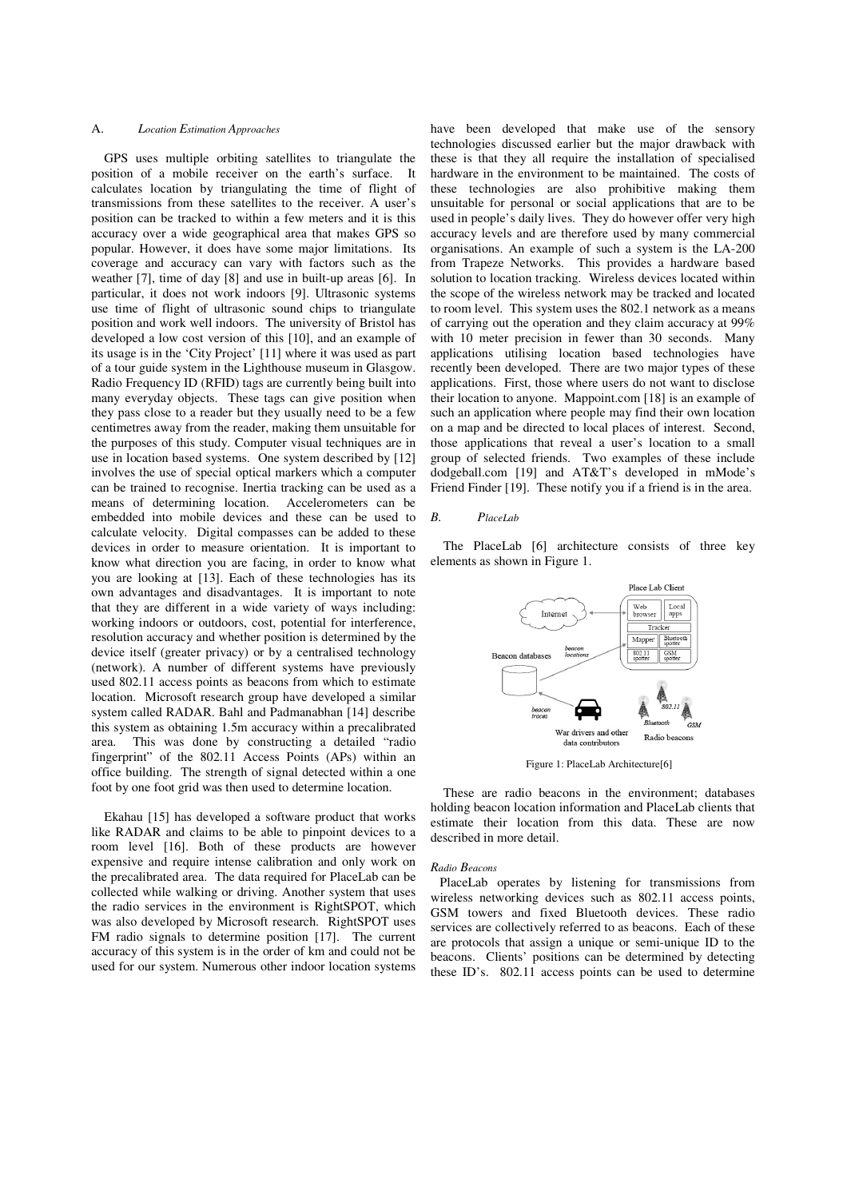## A. *Location Estimation Approaches*

GPS uses multiple orbiting satellites to triangulate the position of a mobile receiver on the earth's surface. It calculates location by triangulating the time of flight of transmissions from these satellites to the receiver. A user's position can be tracked to within a few meters and it is this accuracy over a wide geographical area that makes GPS so popular. However, it does have some major limitations. Its coverage and accuracy can vary with factors such as the weather [7], time of day [8] and use in built-up areas [6]. In particular, it does not work indoors [9]. Ultrasonic systems use time of flight of ultrasonic sound chips to triangulate position and work well indoors. The university of Bristol has developed a low cost version of this [10], and an example of its usage is in the 'City Project' [11] where it was used as part of a tour guide system in the Lighthouse museum in Glasgow. Radio Frequency ID (RFID) tags are currently being built into many everyday objects. These tags can give position when they pass close to a reader but they usually need to be a few centimetres away from the reader, making them unsuitable for the purposes of this study. Computer visual techniques are in use in location based systems. One system described by [12] involves the use of special optical markers which a computer can be trained to recognise. Inertia tracking can be used as a means of determining location. Accelerometers can be embedded into mobile devices and these can be used to calculate velocity. Digital compasses can be added to these devices in order to measure orientation. It is important to know what direction you are facing, in order to know what you are looking at [13]. Each of these technologies has its own advantages and disadvantages. It is important to note that they are different in a wide variety of ways including: working indoors or outdoors, cost, potential for interference, resolution accuracy and whether position is determined by the device itself (greater privacy) or by a centralised technology (network). A number of different systems have previously used 802.11 access points as beacons from which to estimate location. Microsoft research group have developed a similar system called RADAR. Bahl and Padmanabhan [14] describe this system as obtaining 1.5m accuracy within a precalibrated area. This was done by constructing a detailed "radio fingerprint" of the 802.11 Access Points (APs) within an office building. The strength of signal detected within a one foot by one foot grid was then used to determine location.

Ekahau [15] has developed a software product that works like RADAR and claims to be able to pinpoint devices to a room level [16]. Both of these products are however expensive and require intense calibration and only work on the precalibrated area. The data required for PlaceLab can be collected while walking or driving. Another system that uses the radio services in the environment is RightSPOT, which was also developed by Microsoft research. RightSPOT uses FM radio signals to determine position [17]. The current accuracy of this system is in the order of km and could not be used for our system. Numerous other indoor location systems have been developed that make use of the sensory technologies discussed earlier but the major drawback with these is that they all require the installation of specialised hardware in the environment to be maintained. The costs of these technologies are also prohibitive making them unsuitable for personal or social applications that are to be used in people's daily lives. They do however offer very high accuracy levels and are therefore used by many commercial organisations. An example of such a system is the LA-200 from Trapeze Networks. This provides a hardware based solution to location tracking. Wireless devices located within the scope of the wireless network may be tracked and located to room level. This system uses the 802.1 network as a means of carrying out the operation and they claim accuracy at 99% with 10 meter precision in fewer than 30 seconds. Many applications utilising location based technologies have recently been developed. There are two major types of these applications. First, those where users do not want to disclose their location to anyone. Mappoint.com [18] is an example of such an application where people may find their own location on a map and be directed to local places of interest. Second, those applications that reveal a user's location to a small group of selected friends. Two examples of these include dodgeball.com [19] and AT&T's developed in mMode's Friend Finder [19]. These notify you if a friend is in the area.

## B. *PlaceLab*

The PlaceLab [6] architecture consists of three key elements as shown in Figure 1.

Figure 1: PlaceLab Architecture[6]

These are radio beacons in the environment; databases holding beacon location information and PlaceLab clients that estimate their location from this data. These are now described in more detail.

### *Radio Beacons*

PlaceLab operates by listening for transmissions from wireless networking devices such as 802.11 access points, GSM towers and fixed Bluetooth devices. These radio services are collectively referred to as beacons. Each of these are protocols that assign a unique or semi-unique ID to the beacons. Clients' positions can be determined by detecting these ID's. 802.11 access points can be used to determine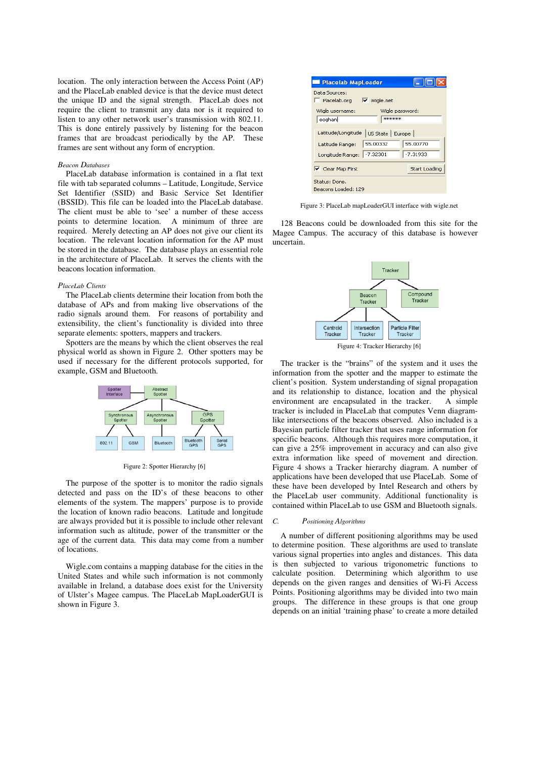location. The only interaction between the Access Point (AP) and the PlaceLab enabled device is that the device must detect the unique ID and the signal strength. PlaceLab does not require the client to transmit any data nor is it required to listen to any other network user's transmission with 802.11. This is done entirely passively by listening for the beacon frames that are broadcast periodically by the AP. These frames are sent without any form of encryption.

*Beacon Databases*

PlaceLab database information is contained in a flat text file with tab separated columns – Latitude, Longitude, Service Set Identifier (SSID) and Basic Service Set Identifier (BSSID). This file can be loaded into the PlaceLab database. The client must be able to 'see' a number of these access points to determine location. A minimum of three are required. Merely detecting an AP does not give our client its location. The relevant location information for the AP must be stored in the database. The database plays an essential role in the architecture of PlaceLab. It serves the clients with the beacons location information.

*PlaceLab Clients*

The PlaceLab clients determine their location from both the database of APs and from making live observations of the radio signals around them. For reasons of portability and extensibility, the client's functionality is divided into three separate elements: spotters, mappers and trackers.

Spotters are the means by which the client observes the real physical world as shown in Figure 2. Other spotters may be used if necessary for the different protocols supported, for example, GSM and Bluetooth.

Figure 2: Spotter Hierarchy [6]

The purpose of the spotter is to monitor the radio signals detected and pass on the ID's of these beacons to other elements of the system. The mappers' purpose is to provide the location of known radio beacons. Latitude and longitude are always provided but it is possible to include other relevant information such as altitude, power of the transmitter or the age of the current data. This data may come from a number of locations.

Wigle.com contains a mapping database for the cities in the United States and while such information is not commonly available in Ireland, a database does exist for the University of Ulster's Magee campus. The PlaceLab MapLoaderGUI is shown in Figure 3.

Figure 3: PlaceLab mapLoaderGUI interface with wigle.net

128 Beacons could be downloaded from this site for the Magee Campus. The accuracy of this database is however uncertain.

Figure 4: Tracker Hierarchy [6]

The tracker is the "brains" of the system and it uses the information from the spotter and the mapper to estimate the client's position. System understanding of signal propagation and its relationship to distance, location and the physical environment are encapsulated in the tracker. A simple tracker is included in PlaceLab that computes Venn diagram-like intersections of the beacons observed. Also included is a Bayesian particle filter tracker that uses range information for specific beacons. Although this requires more computation, it can give a 25% improvement in accuracy and can also give extra information like speed of movement and direction. Figure 4 shows a Tracker hierarchy diagram. A number of applications have been developed that use PlaceLab. Some of these have been developed by Intel Research and others by the PlaceLab user community. Additional functionality is contained within PlaceLab to use GSM and Bluetooth signals.

### C. *Positioning Algorithms*

A number of different positioning algorithms may be used to determine position. These algorithms are used to translate various signal properties into angles and distances. This data is then subjected to various trigonometric functions to calculate position. Determining which algorithm to use depends on the given ranges and densities of Wi-Fi Access Points. Positioning algorithms may be divided into two main groups. The difference in these groups is that one group depends on an initial 'training phase' to create a more detailed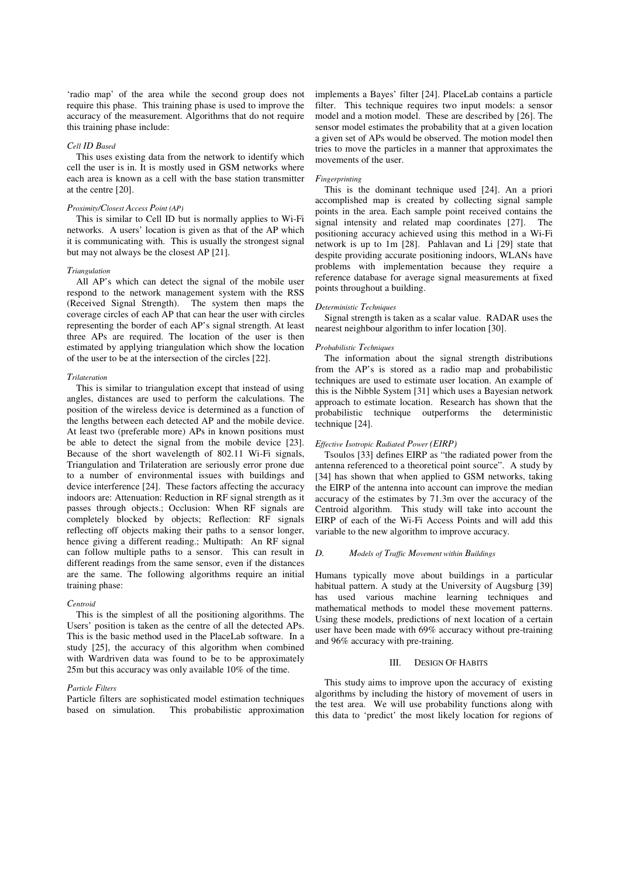'radio map' of the area while the second group does not require this phase. This training phase is used to improve the accuracy of the measurement. Algorithms that do not require this training phase include:

*Cell ID Based*

This uses existing data from the network to identify which cell the user is in. It is mostly used in GSM networks where each area is known as a cell with the base station transmitter at the centre [20].

*Proximity/Closest Access Point (AP)*

This is similar to Cell ID but is normally applies to Wi-Fi networks. A users' location is given as that of the AP which it is communicating with. This is usually the strongest signal but may not always be the closest AP [21].

*Triangulation*

All AP's which can detect the signal of the mobile user respond to the network management system with the RSS (Received Signal Strength). The system then maps the coverage circles of each AP that can hear the user with circles representing the border of each AP's signal strength. At least three APs are required. The location of the user is then estimated by applying triangulation which show the location of the user to be at the intersection of the circles [22].

*Trilateration*

This is similar to triangulation except that instead of using angles, distances are used to perform the calculations. The position of the wireless device is determined as a function of the lengths between each detected AP and the mobile device. At least two (preferable more) APs in known positions must be able to detect the signal from the mobile device [23]. Because of the short wavelength of 802.11 Wi-Fi signals, Triangulation and Trilateration are seriously error prone due to a number of environmental issues with buildings and device interference [24]. These factors affecting the accuracy indoors are: Attenuation: Reduction in RF signal strength as it passes through objects.; Occlusion: When RF signals are completely blocked by objects; Reflection: RF signals reflecting off objects making their paths to a sensor longer, hence giving a different reading.; Multipath: An RF signal can follow multiple paths to a sensor. This can result in different readings from the same sensor, even if the distances are the same. The following algorithms require an initial training phase:

*Centroid*

This is the simplest of all the positioning algorithms. The Users' position is taken as the centre of all the detected APs. This is the basic method used in the PlaceLab software. In a study [25], the accuracy of this algorithm when combined with Wardriven data was found to be to be approximately 25m but this accuracy was only available 10% of the time.

*Particle Filters*

Particle filters are sophisticated model estimation techniques based on simulation. This probabilistic approximation implements a Bayes' filter [24]. PlaceLab contains a particle filter. This technique requires two input models: a sensor model and a motion model. These are described by [26]. The sensor model estimates the probability that at a given location a given set of APs would be observed. The motion model then tries to move the particles in a manner that approximates the movements of the user.

*Fingerprinting*

This is the dominant technique used [24]. An a priori accomplished map is created by collecting signal sample points in the area. Each sample point received contains the signal intensity and related map coordinates [27]. The positioning accuracy achieved using this method in a Wi-Fi network is up to 1m [28]. Pahlavan and Li [29] state that despite providing accurate positioning indoors, WLANs have problems with implementation because they require a reference database for average signal measurements at fixed points throughout a building.

*Deterministic Techniques*

Signal strength is taken as a scalar value. RADAR uses the nearest neighbour algorithm to infer location [30].

*Probabilistic Techniques*

The information about the signal strength distributions from the AP's is stored as a radio map and probabilistic techniques are used to estimate user location. An example of this is the Nibble System [31] which uses a Bayesian network approach to estimate location. Research has shown that the probabilistic technique outperforms the deterministic technique [24].

*Effective Isotropic Radiated Power (EIRP)*

Tsoulos [33] defines EIRP as "the radiated power from the antenna referenced to a theoretical point source". A study by [34] has shown that when applied to GSM networks, taking the EIRP of the antenna into account can improve the median accuracy of the estimates by 71.3m over the accuracy of the Centroid algorithm. This study will take into account the EIRP of each of the Wi-Fi Access Points and will add this variable to the new algorithm to improve accuracy.

### D. *Models of Traffic Movement within Buildings*

Humans typically move about buildings in a particular habitual pattern. A study at the University of Augsburg [39] has used various machine learning techniques and mathematical methods to model these movement patterns. Using these models, predictions of next location of a certain user have been made with 69% accuracy without pre-training and 96% accuracy with pre-training.

## III. DESIGN OF HABITS

This study aims to improve upon the accuracy of existing algorithms by including the history of movement of users in the test area. We will use probability functions along with this data to 'predict' the most likely location for regions of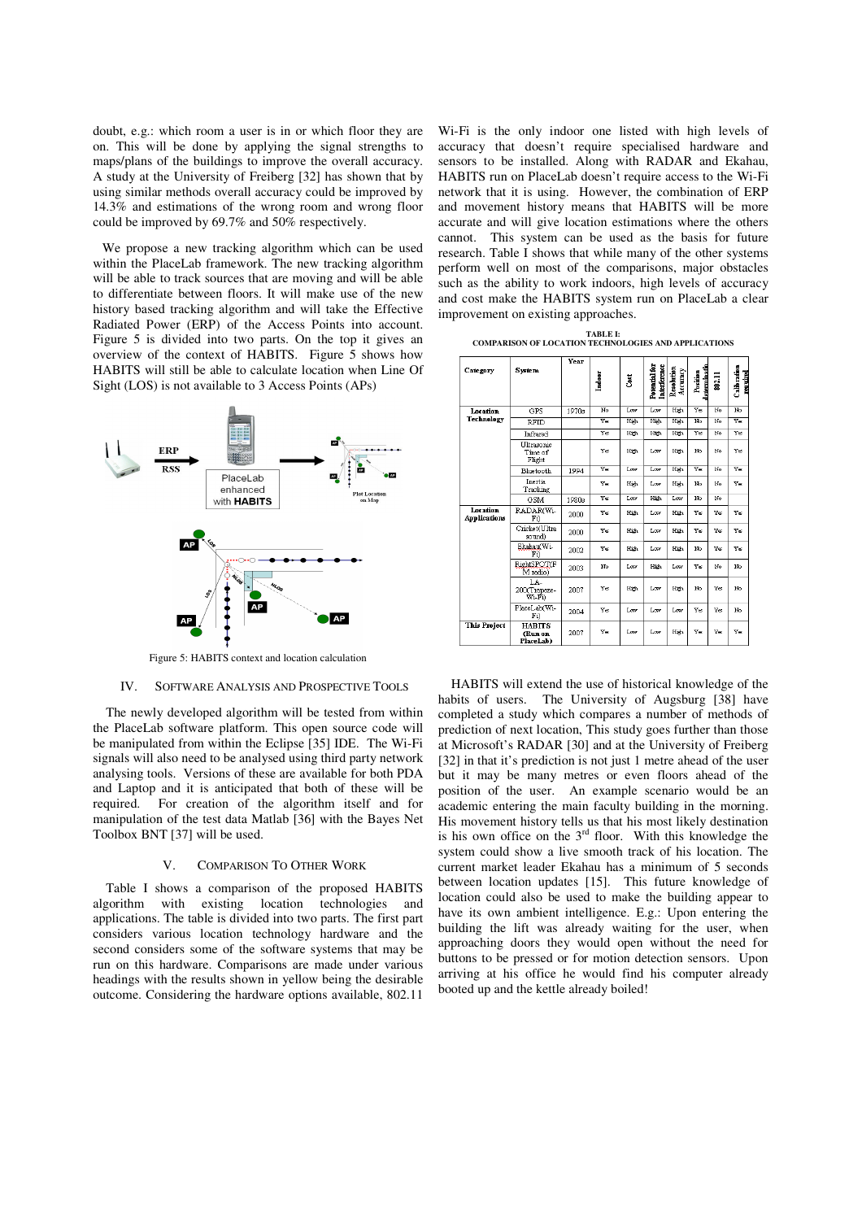doubt, e.g.: which room a user is in or which floor they are on. This will be done by applying the signal strengths to maps/plans of the buildings to improve the overall accuracy. A study at the University of Freiberg [32] has shown that by using similar methods overall accuracy could be improved by 14.3% and estimations of the wrong room and wrong floor could be improved by 69.7% and 50% respectively.

We propose a new tracking algorithm which can be used within the PlaceLab framework. The new tracking algorithm will be able to track sources that are moving and will be able to differentiate between floors. It will make use of the new history based tracking algorithm and will take the Effective Radiated Power (ERP) of the Access Points into account. Figure 5 is divided into two parts. On the top it gives an overview of the context of HABITS. Figure 5 shows how HABITS will still be able to calculate location when Line Of Sight (LOS) is not available to 3 Access Points (APs)

Figure 5: HABITS context and location calculation

## IV. Software Analysis and Prospective Tools

The newly developed algorithm will be tested from within the PlaceLab software platform. This open source code will be manipulated from within the Eclipse [35] IDE. The Wi-Fi signals will also need to be analysed using third party network analysing tools. Versions of these are available for both PDA and Laptop and it is anticipated that both of these will be required. For creation of the algorithm itself and for manipulation of the test data Matlab [36] with the Bayes Net Toolbox BNT [37] will be used.

## V. Comparison To Other Work

Table I shows a comparison of the proposed HABITS algorithm with existing location technologies and applications. The table is divided into two parts. The first part considers various location technology hardware and the second considers some of the software systems that may be run on this hardware. Comparisons are made under various headings with the results shown in yellow being the desirable outcome. Considering the hardware options available, 802.11 Wi-Fi is the only indoor one listed with high levels of accuracy that doesn't require specialised hardware and sensors to be installed. Along with RADAR and Ekahau, HABITS run on PlaceLab doesn't require access to the Wi-Fi network that it is using. However, the combination of ERP and movement history means that HABITS will be more accurate and will give location estimations where the others cannot. This system can be used as the basis for future research. Table I shows that while many of the other systems perform well on most of the comparisons, major obstacles such as the ability to work indoors, high levels of accuracy and cost make the HABITS system run on PlaceLab a clear improvement on existing approaches.

TABLE I: COMPARISON OF LOCATION TECHNOLOGIES AND APPLICATIONS

| Category | System | Year | Indoor | Cost | Potential for Interference | Resolution Accuracy | Position dependable | 802.11 | Calibration required |
|---|---|---|---|---|---|---|---|---|---|
| Location Technology | GPS | 1970s | No | Low | Low | High | Yes | No | No |
| | RFID | | Yes | High | High | High | No | No | Yes |
| | Infrared | | Yes | High | High | High | Yes | No | Yes |
| | Ultrasonic Time of Flight | | Yes | High | Low | High | No | No | Yes |
| | Bluetooth | 1994 | Yes | Low | Low | High | Yes | No | Yes |
| | Inertia Tracking | | Yes | High | Low | High | No | No | Yes |
| | GSM | 1980s | Yes | Low | High | Low | No | No | |
| Location Applications | RADAR(Wi-Fi) | 2000 | Yes | High | Low | High | Yes | Yes | Yes |
| | Cricket(Ultra sound) | 2000 | Yes | High | Low | High | Yes | Yes | Yes |
| | Ekahau(Wi-Fi) | 2002 | Yes | High | Low | High | No | Yes | Yes |
| | RightSPOT(FM radio) | 2003 | No | Low | High | Low | Yes | No | No |
| | LA-200(Trapeze-Wi-Fi) | 2007 | Yes | High | Low | High | No | Yes | No |
| | PlaceLab(Wi-Fi) | 2004 | Yes | Low | Low | Low | Yes | Yes | No |
| This Project | HABITS (Run on PlaceLab) | 2007 | Yes | Low | Low | High | Yes | Yes | Yes |

HABITS will extend the use of historical knowledge of the habits of users. The University of Augsburg [38] have completed a study which compares a number of methods of prediction of next location, This study goes further than those at Microsoft's RADAR [30] and at the University of Freiberg [32] in that it's prediction is not just 1 metre ahead of the user but it may be many metres or even floors ahead of the position of the user. An example scenario would be an academic entering the main faculty building in the morning. His movement history tells us that his most likely destination is his own office on the 3rd floor. With this knowledge the system could show a live smooth track of his location. The current market leader Ekahau has a minimum of 5 seconds between location updates [15]. This future knowledge of location could also be used to make the building appear to have its own ambient intelligence. E.g.: Upon entering the building the lift was already waiting for the user, when approaching doors they would open without the need for buttons to be pressed or for motion detection sensors. Upon arriving at his office he would find his computer already booted up and the kettle already boiled!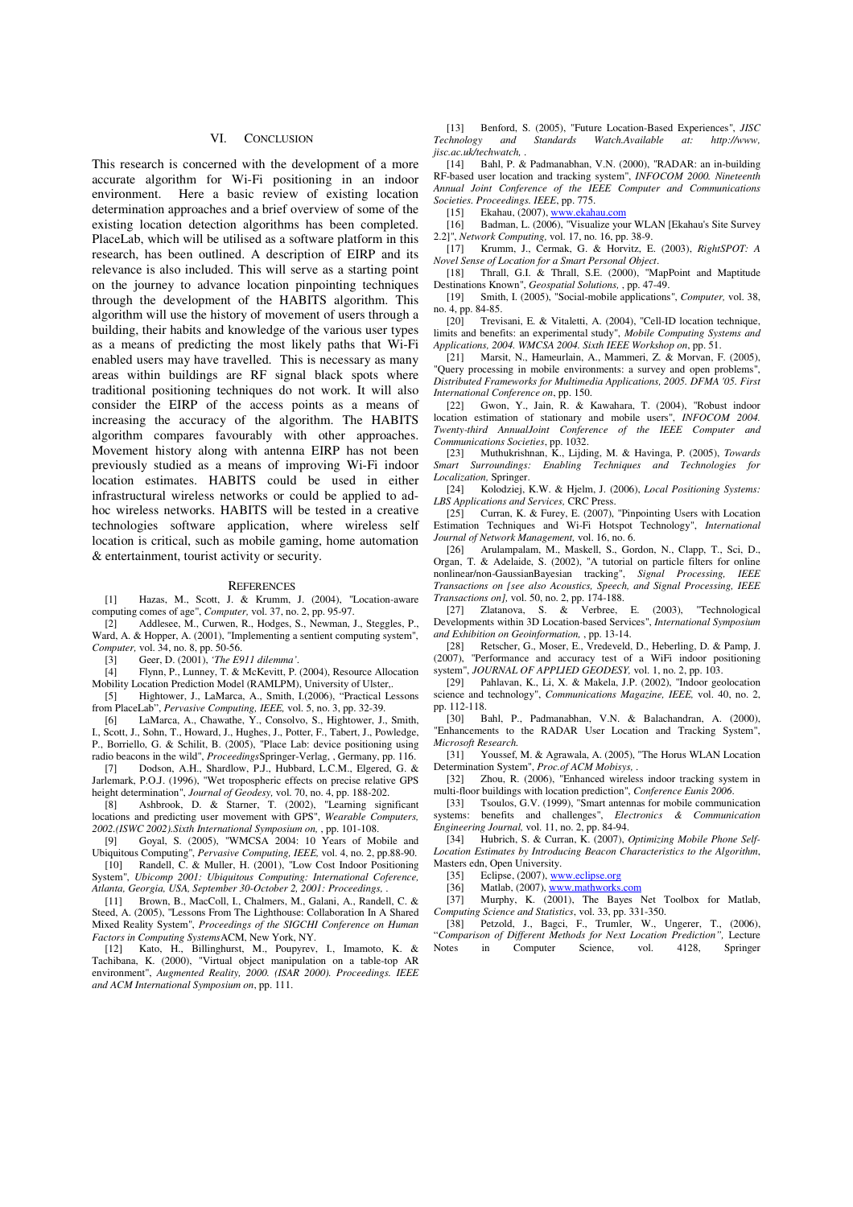## VI. CONCLUSION

This research is concerned with the development of a more accurate algorithm for Wi-Fi positioning in an indoor environment. Here a basic review of existing location determination approaches and a brief overview of some of the existing location detection algorithms has been completed. PlaceLab, which will be utilised as a software platform in this research, has been outlined. A description of EIRP and its relevance is also included. This will serve as a starting point on the journey to advance location pinpointing techniques through the development of the HABITS algorithm. This algorithm will use the history of movement of users through a building, their habits and knowledge of the various user types as a means of predicting the most likely paths that Wi-Fi enabled users may have travelled. This is necessary as many areas within buildings are RF signal black spots where traditional positioning techniques do not work. It will also consider the EIRP of the access points as a means of increasing the accuracy of the algorithm. The HABITS algorithm compares favourably with other approaches. Movement history along with antenna EIRP has not been previously studied as a means of improving Wi-Fi indoor location estimates. HABITS could be used in either infrastructural wireless networks or could be applied to ad-hoc wireless networks. HABITS will be tested in a creative technologies software application, where wireless self location is critical, such as mobile gaming, home automation & entertainment, tourist activity or security.

## REFERENCES

[1] Hazas, M., Scott, J. & Krumm, J. (2004), "Location-aware computing comes of age", *Computer,* vol. 37, no. 2, pp. 95-97.

[2] Addlesee, M., Curwen, R., Hodges, S., Newman, J., Steggles, P., Ward, A. & Hopper, A. (2001), "Implementing a sentient computing system", *Computer,* vol. 34, no. 8, pp. 50-56.

[3] Geer, D. (2001), *'The E911 dilemma'*.

[4] Flynn, P., Lunney, T. & McKevitt, P. (2004), Resource Allocation Mobility Location Prediction Model (RAMLPM), University of Ulster,.

[5] Hightower, J., LaMarca, A., Smith, I.(2006), "Practical Lessons from PlaceLab", *Pervasive Computing, IEEE,* vol. 5, no. 3, pp. 32-39.

[6] LaMarca, A., Chawathe, Y., Consolvo, S., Hightower, J., Smith, I., Scott, J., Sohn, T., Howard, J., Hughes, J., Potter, F., Tabert, J., Powledge, P., Borriello, G. & Schilit, B. (2005), "Place Lab: device positioning using radio beacons in the wild", *Proceedings*Springer-Verlag, , Germany, pp. 116.

[7] Dodson, A.H., Shardlow, P.J., Hubbard, L.C.M., Elgered, G. & Jarlemark, P.O.J. (1996), "Wet tropospheric effects on precise relative GPS height determination", *Journal of Geodesy,* vol. 70, no. 4, pp. 188-202.

[8] Ashbrook, D. & Starner, T. (2002), "Learning significant locations and predicting user movement with GPS", *Wearable Computers, 2002.(ISWC 2002).Sixth International Symposium on,* , pp. 101-108.

[9] Goyal, S. (2005), "WMCSA 2004: 10 Years of Mobile and Ubiquitous Computing", *Pervasive Computing, IEEE,* vol. 4, no. 2, pp.88-90.

[10] Randell, C. & Muller, H. (2001), "Low Cost Indoor Positioning System", *Ubicomp 2001: Ubiquitous Computing: International Coference, Atlanta, Georgia, USA, September 30-October 2, 2001: Proceedings,* .

[11] Brown, B., MacColl, I., Chalmers, M., Galani, A., Randell, C. & Steed, A. (2005), "Lessons From The Lighthouse: Collaboration In A Shared Mixed Reality System", *Proceedings of the SIGCHI Conference on Human Factors in Computing Systems*ACM, New York, NY.

[12] Kato, H., Billinghurst, M., Poupyrev, I., Imamoto, K. & Tachibana, K. (2000), "Virtual object manipulation on a table-top AR environment", *Augmented Reality, 2000. (ISAR 2000). Proceedings. IEEE and ACM International Symposium on*, pp. 111.

[13] Benford, S. (2005), "Future Location-Based Experiences", *JISC Technology and Standards Watch.Available at: http://www, jisc.ac.uk/techwatch,* .

[14] Bahl, P. & Padmanabhan, V.N. (2000), "RADAR: an in-building RF-based user location and tracking system", *INFOCOM 2000. Nineteenth Annual Joint Conference of the IEEE Computer and Communications Societies. Proceedings. IEEE*, pp. 775.

[15] Ekahau, (2007), www.ekahau.com

[16] Badman, L. (2006), "Visualize your WLAN [Ekahau's Site Survey 2.2]", *Network Computing,* vol. 17, no. 16, pp. 38-9.

[17] Krumm, J., Cermak, G. & Horvitz, E. (2003), *RightSPOT: A Novel Sense of Location for a Smart Personal Object*.

[18] Thrall, G.I. & Thrall, S.E. (2000), "MapPoint and Maptitude Destinations Known", *Geospatial Solutions,* , pp. 47-49.

[19] Smith, I. (2005), "Social-mobile applications", *Computer,* vol. 38, no. 4, pp. 84-85.

[20] Trevisani, E. & Vitaletti, A. (2004), "Cell-ID location technique, limits and benefits: an experimental study", *Mobile Computing Systems and Applications, 2004. WMCSA 2004. Sixth IEEE Workshop on*, pp. 51.

[21] Marsit, N., Hameurlain, A., Mammeri, Z. & Morvan, F. (2005), "Query processing in mobile environments: a survey and open problems", *Distributed Frameworks for Multimedia Applications, 2005. DFMA '05. First International Conference on*, pp. 150.

[22] Gwon, Y., Jain, R. & Kawahara, T. (2004), "Robust indoor location estimation of stationary and mobile users", *INFOCOM 2004. Twenty-third AnnualJoint Conference of the IEEE Computer and Communications Societies*, pp. 1032.

[23] Muthukrishnan, K., Lijding, M. & Havinga, P. (2005), *Towards Smart Surroundings: Enabling Techniques and Technologies for Localization,* Springer.

[24] Kolodziej, K.W. & Hjelm, J. (2006), *Local Positioning Systems: LBS Applications and Services,* CRC Press.

[25] Curran, K. & Furey, E. (2007), "Pinpointing Users with Location Estimation Techniques and Wi-Fi Hotspot Technology", *International Journal of Network Management,* vol. 16, no. 6.

[26] Arulampalam, M., Maskell, S., Gordon, N., Clapp, T., Sci, D., Organ, T. & Adelaide, S. (2002), "A tutorial on particle filters for online nonlinear/non-GaussianBayesian tracking", *Signal Processing, IEEE Transactions on [see also Acoustics, Speech, and Signal Processing, IEEE Transactions on],* vol. 50, no. 2, pp. 174-188.

[27] Zlatanova, S. & Verbree, E. (2003), "Technological Developments within 3D Location-based Services", *International Symposium and Exhibition on Geoinformation,* , pp. 13-14.

[28] Retscher, G., Moser, E., Vredeveld, D., Heberling, D. & Pamp, J. (2007), "Performance and accuracy test of a WiFi indoor positioning system", *JOURNAL OF APPLIED GEODESY,* vol. 1, no. 2, pp. 103.

[29] Pahlavan, K., Li, X. & Makela, J.P. (2002), "Indoor geolocation science and technology", *Communications Magazine, IEEE,* vol. 40, no. 2, pp. 112-118.

[30] Bahl, P., Padmanabhan, V.N. & Balachandran, A. (2000), "Enhancements to the RADAR User Location and Tracking System", *Microsoft Research.*

[31] Youssef, M. & Agrawala, A. (2005), "The Horus WLAN Location Determination System", *Proc.of ACM Mobisys,* .

[32] Zhou, R. (2006), "Enhanced wireless indoor tracking system in multi-floor buildings with location prediction", *Conference Eunis 2006*.

[33] Tsoulos, G.V. (1999), "Smart antennas for mobile communication systems: benefits and challenges", *Electronics & Communication Engineering Journal,* vol. 11, no. 2, pp. 84-94.

[34] Hubrich, S. & Curran, K. (2007), *Optimizing Mobile Phone Self-Location Estimates by Introducing Beacon Characteristics to the Algorithm*, Masters edn, Open University.

[35] Eclipse, (2007), www.eclipse.org

[36] Matlab, (2007), www.mathworks.com

[37] Murphy, K. (2001), The Bayes Net Toolbox for Matlab, *Computing Science and Statistics*, vol. 33, pp. 331-350.

[38] Petzold, J., Bagci, F., Trumler, W., Ungerer, T., (2006), "*Comparison of Different Methods for Next Location Prediction",* Lecture Notes in Computer Science, vol. 4128, Springer